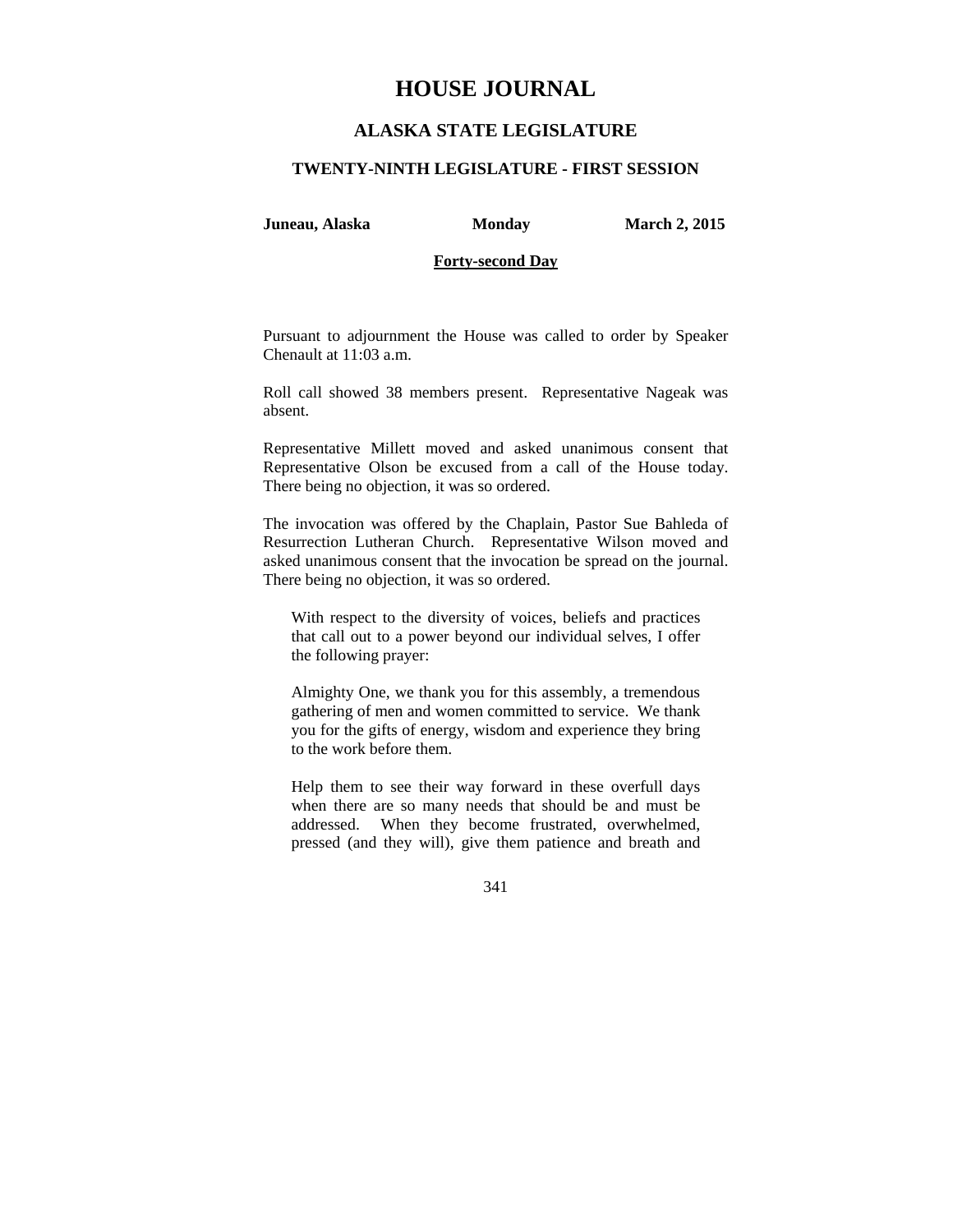# HOUSE JOURNAL

## ALASKA STATE LEGISLATURE

### TWENTY-NINTH LEGISLATURE - FIRST SESSION

**Juneau, Alaska** **Monday** **March 2, 2015**

**Forty-second Day**

Pursuant to adjournment the House was called to order by Speaker Chenault at 11:03 a.m.

Roll call showed 38 members present. Representative Nageak was absent.

Representative Millett moved and asked unanimous consent that Representative Olson be excused from a call of the House today. There being no objection, it was so ordered.

The invocation was offered by the Chaplain, Pastor Sue Bahleda of Resurrection Lutheran Church. Representative Wilson moved and asked unanimous consent that the invocation be spread on the journal. There being no objection, it was so ordered.

> With respect to the diversity of voices, beliefs and practices that call out to a power beyond our individual selves, I offer the following prayer:
>
> Almighty One, we thank you for this assembly, a tremendous gathering of men and women committed to service. We thank you for the gifts of energy, wisdom and experience they bring to the work before them.
>
> Help them to see their way forward in these overfull days when there are so many needs that should be and must be addressed. When they become frustrated, overwhelmed, pressed (and they will), give them patience and breath and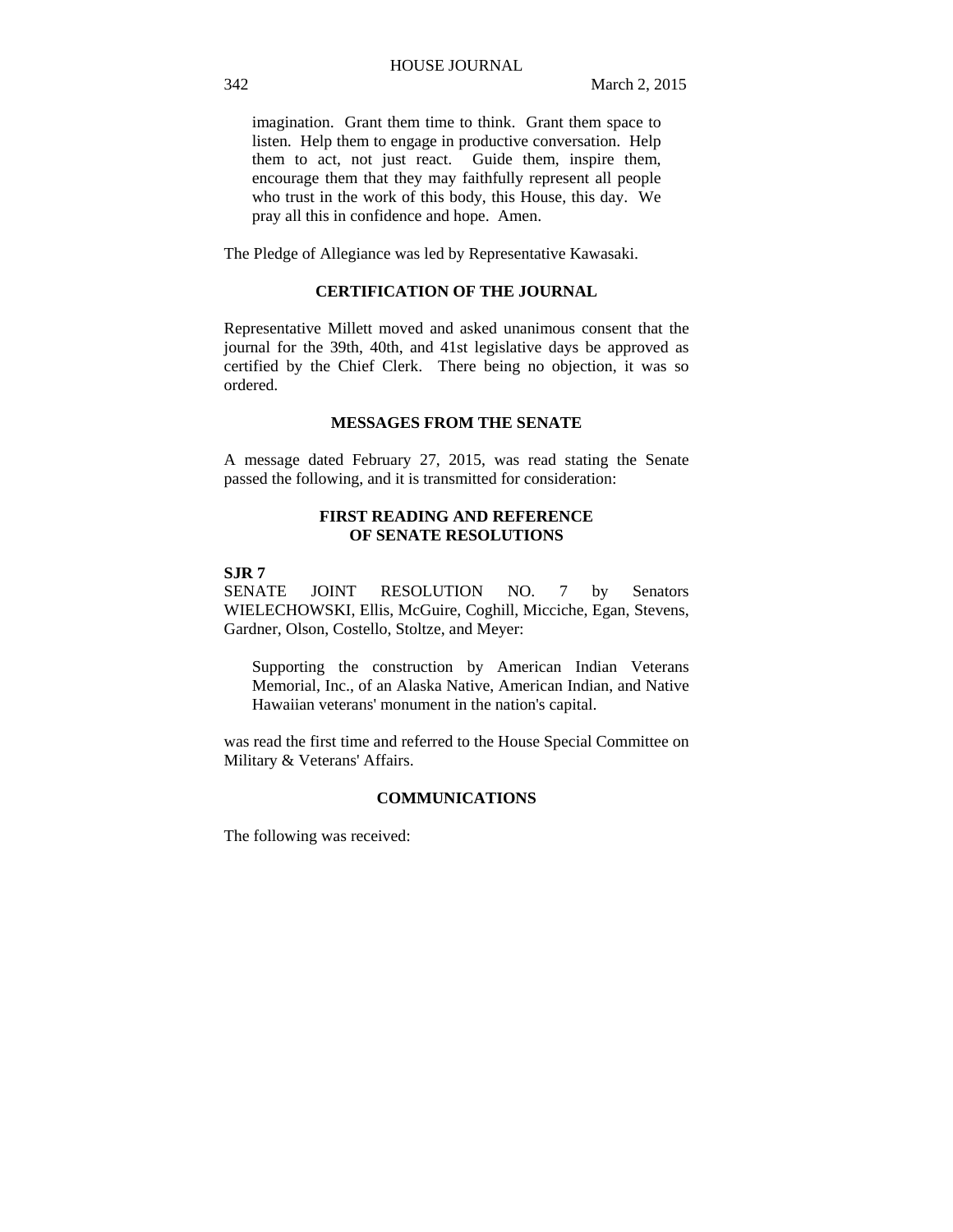imagination. Grant them time to think. Grant them space to listen. Help them to engage in productive conversation. Help them to act, not just react. Guide them, inspire them, encourage them that they may faithfully represent all people who trust in the work of this body, this House, this day. We pray all this in confidence and hope. Amen.

The Pledge of Allegiance was led by Representative Kawasaki.

**CERTIFICATION OF THE JOURNAL**

Representative Millett moved and asked unanimous consent that the journal for the 39th, 40th, and 41st legislative days be approved as certified by the Chief Clerk. There being no objection, it was so ordered.

**MESSAGES FROM THE SENATE**

A message dated February 27, 2015, was read stating the Senate passed the following, and it is transmitted for consideration:

**FIRST READING AND REFERENCE OF SENATE RESOLUTIONS**

**SJR 7**
SENATE JOINT RESOLUTION NO. 7 by Senators WIELECHOWSKI, Ellis, McGuire, Coghill, Micciche, Egan, Stevens, Gardner, Olson, Costello, Stoltze, and Meyer:

> Supporting the construction by American Indian Veterans Memorial, Inc., of an Alaska Native, American Indian, and Native Hawaiian veterans' monument in the nation's capital.

was read the first time and referred to the House Special Committee on Military & Veterans' Affairs.

**COMMUNICATIONS**

The following was received: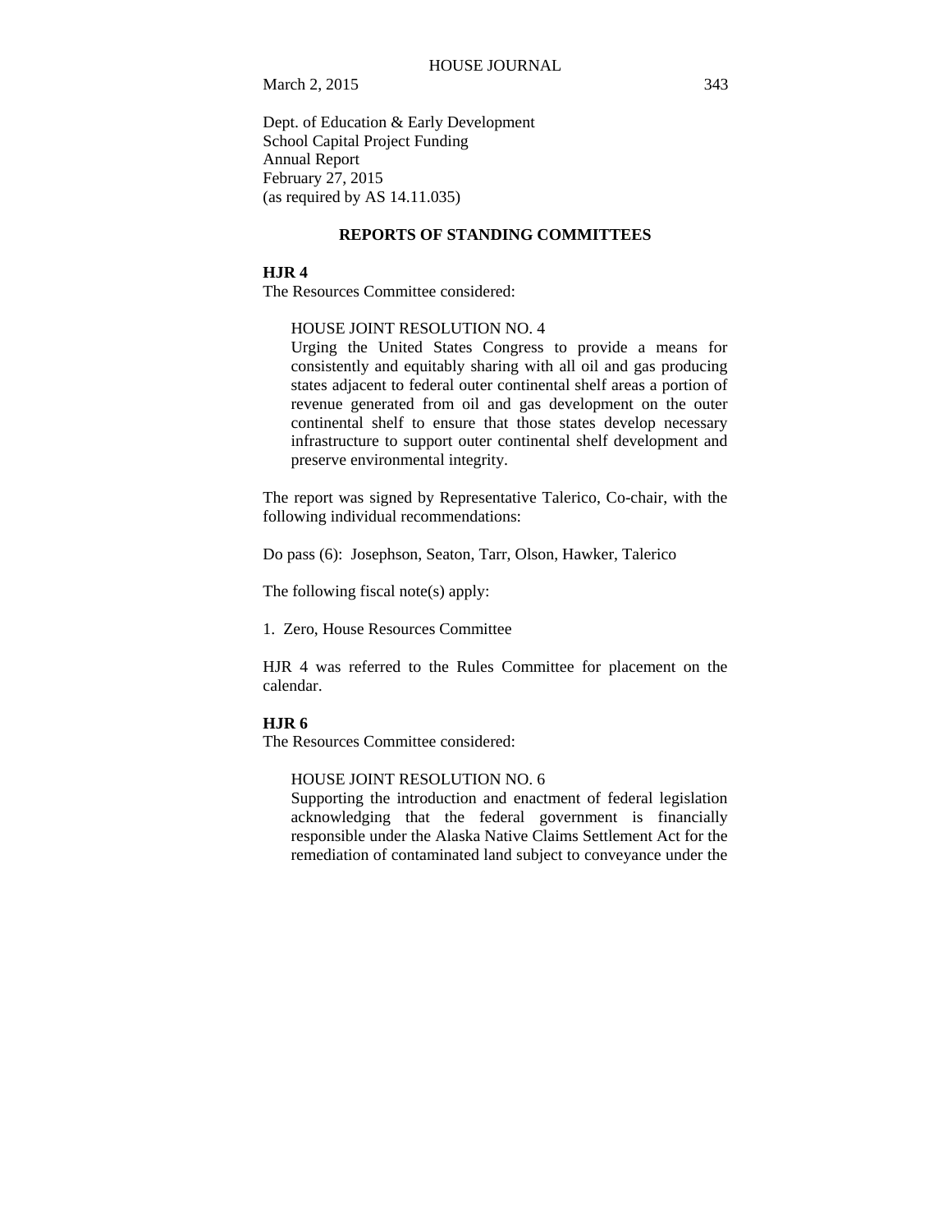Dept. of Education & Early Development
School Capital Project Funding
Annual Report
February 27, 2015
(as required by AS 14.11.035)

## REPORTS OF STANDING COMMITTEES

**HJR 4**

The Resources Committee considered:

> HOUSE JOINT RESOLUTION NO. 4
> Urging the United States Congress to provide a means for consistently and equitably sharing with all oil and gas producing states adjacent to federal outer continental shelf areas a portion of revenue generated from oil and gas development on the outer continental shelf to ensure that those states develop necessary infrastructure to support outer continental shelf development and preserve environmental integrity.

The report was signed by Representative Talerico, Co-chair, with the following individual recommendations:

Do pass (6): Josephson, Seaton, Tarr, Olson, Hawker, Talerico

The following fiscal note(s) apply:

1. Zero, House Resources Committee

HJR 4 was referred to the Rules Committee for placement on the calendar.

**HJR 6**

The Resources Committee considered:

> HOUSE JOINT RESOLUTION NO. 6
> Supporting the introduction and enactment of federal legislation acknowledging that the federal government is financially responsible under the Alaska Native Claims Settlement Act for the remediation of contaminated land subject to conveyance under the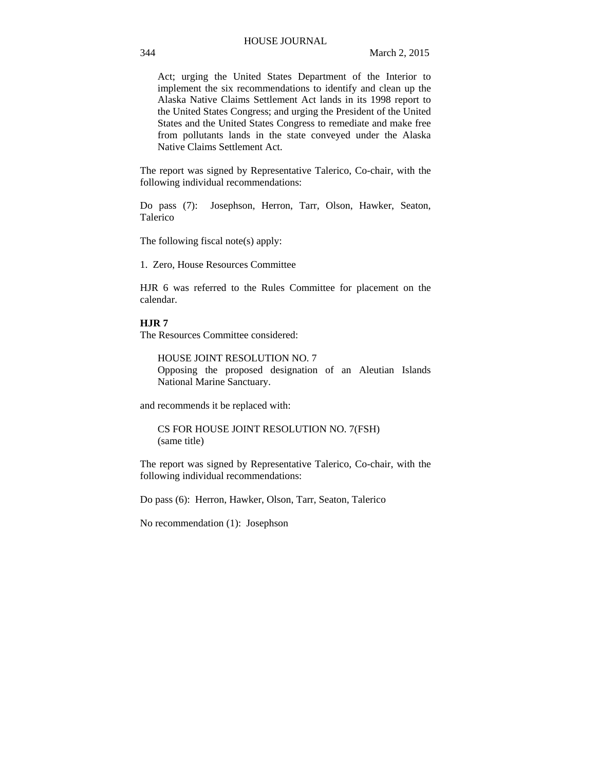Act; urging the United States Department of the Interior to implement the six recommendations to identify and clean up the Alaska Native Claims Settlement Act lands in its 1998 report to the United States Congress; and urging the President of the United States and the United States Congress to remediate and make free from pollutants lands in the state conveyed under the Alaska Native Claims Settlement Act.

The report was signed by Representative Talerico, Co-chair, with the following individual recommendations:

Do pass (7): Josephson, Herron, Tarr, Olson, Hawker, Seaton, Talerico

The following fiscal note(s) apply:

1. Zero, House Resources Committee

HJR 6 was referred to the Rules Committee for placement on the calendar.

**HJR 7**

The Resources Committee considered:

HOUSE JOINT RESOLUTION NO. 7
Opposing the proposed designation of an Aleutian Islands National Marine Sanctuary.

and recommends it be replaced with:

CS FOR HOUSE JOINT RESOLUTION NO. 7(FSH)
(same title)

The report was signed by Representative Talerico, Co-chair, with the following individual recommendations:

Do pass (6): Herron, Hawker, Olson, Tarr, Seaton, Talerico

No recommendation (1): Josephson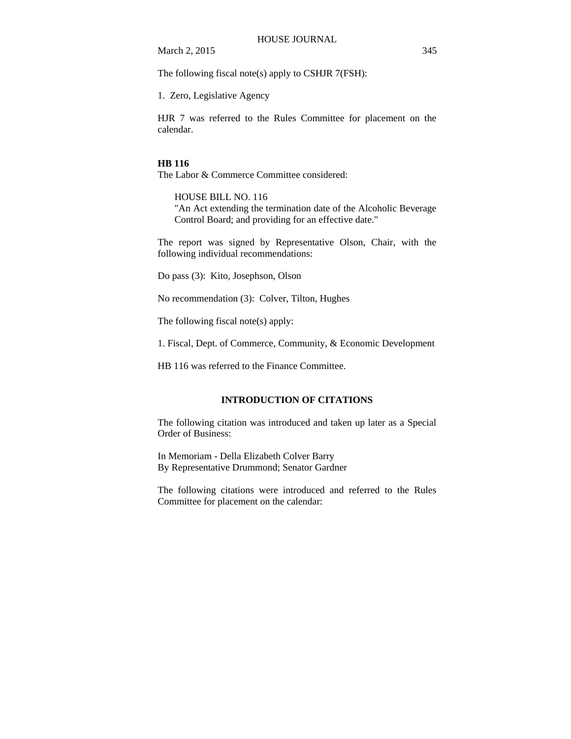The following fiscal note(s) apply to CSHJR 7(FSH):

1. Zero, Legislative Agency

HJR 7 was referred to the Rules Committee for placement on the calendar.

**HB 116**

The Labor & Commerce Committee considered:

> HOUSE BILL NO. 116
> "An Act extending the termination date of the Alcoholic Beverage Control Board; and providing for an effective date."

The report was signed by Representative Olson, Chair, with the following individual recommendations:

Do pass (3): Kito, Josephson, Olson

No recommendation (3): Colver, Tilton, Hughes

The following fiscal note(s) apply:

1. Fiscal, Dept. of Commerce, Community, & Economic Development

HB 116 was referred to the Finance Committee.

## INTRODUCTION OF CITATIONS

The following citation was introduced and taken up later as a Special Order of Business:

In Memoriam - Della Elizabeth Colver Barry
By Representative Drummond; Senator Gardner

The following citations were introduced and referred to the Rules Committee for placement on the calendar: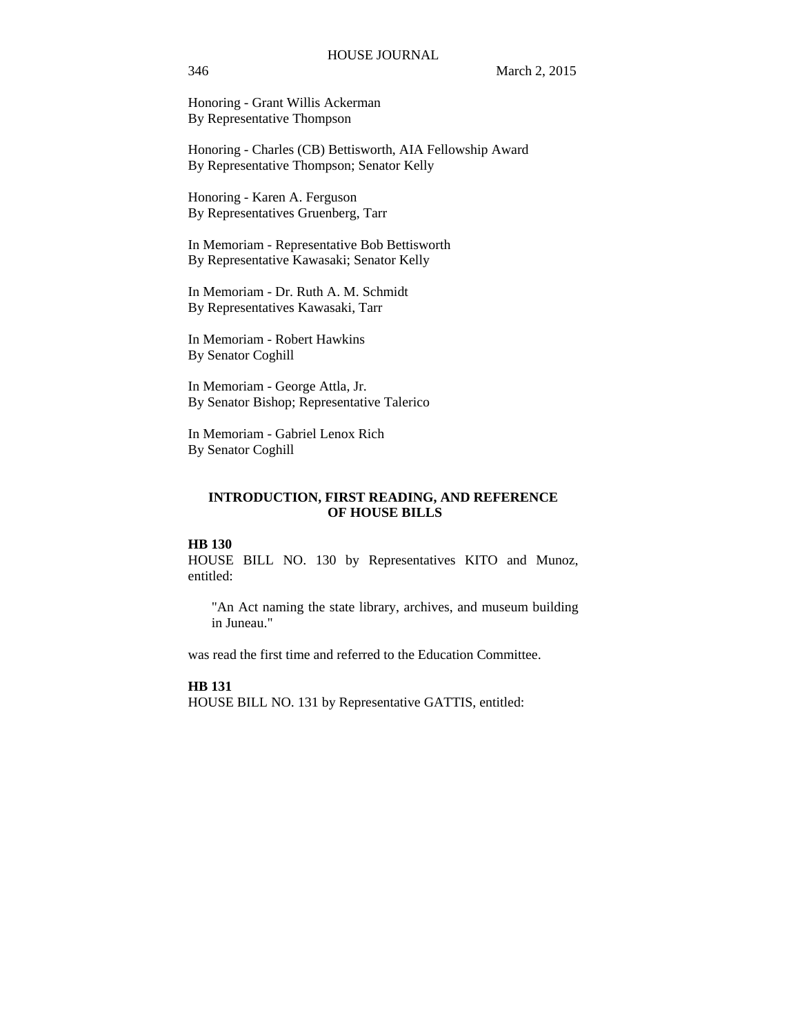Honoring - Grant Willis Ackerman
By Representative Thompson

Honoring - Charles (CB) Bettisworth, AIA Fellowship Award
By Representative Thompson; Senator Kelly

Honoring - Karen A. Ferguson
By Representatives Gruenberg, Tarr

In Memoriam - Representative Bob Bettisworth
By Representative Kawasaki; Senator Kelly

In Memoriam - Dr. Ruth A. M. Schmidt
By Representatives Kawasaki, Tarr

In Memoriam - Robert Hawkins
By Senator Coghill

In Memoriam - George Attla, Jr.
By Senator Bishop; Representative Talerico

In Memoriam - Gabriel Lenox Rich
By Senator Coghill

## INTRODUCTION, FIRST READING, AND REFERENCE OF HOUSE BILLS

**HB 130**

HOUSE BILL NO. 130 by Representatives KITO and Munoz, entitled:

> "An Act naming the state library, archives, and museum building in Juneau."

was read the first time and referred to the Education Committee.

**HB 131**

HOUSE BILL NO. 131 by Representative GATTIS, entitled: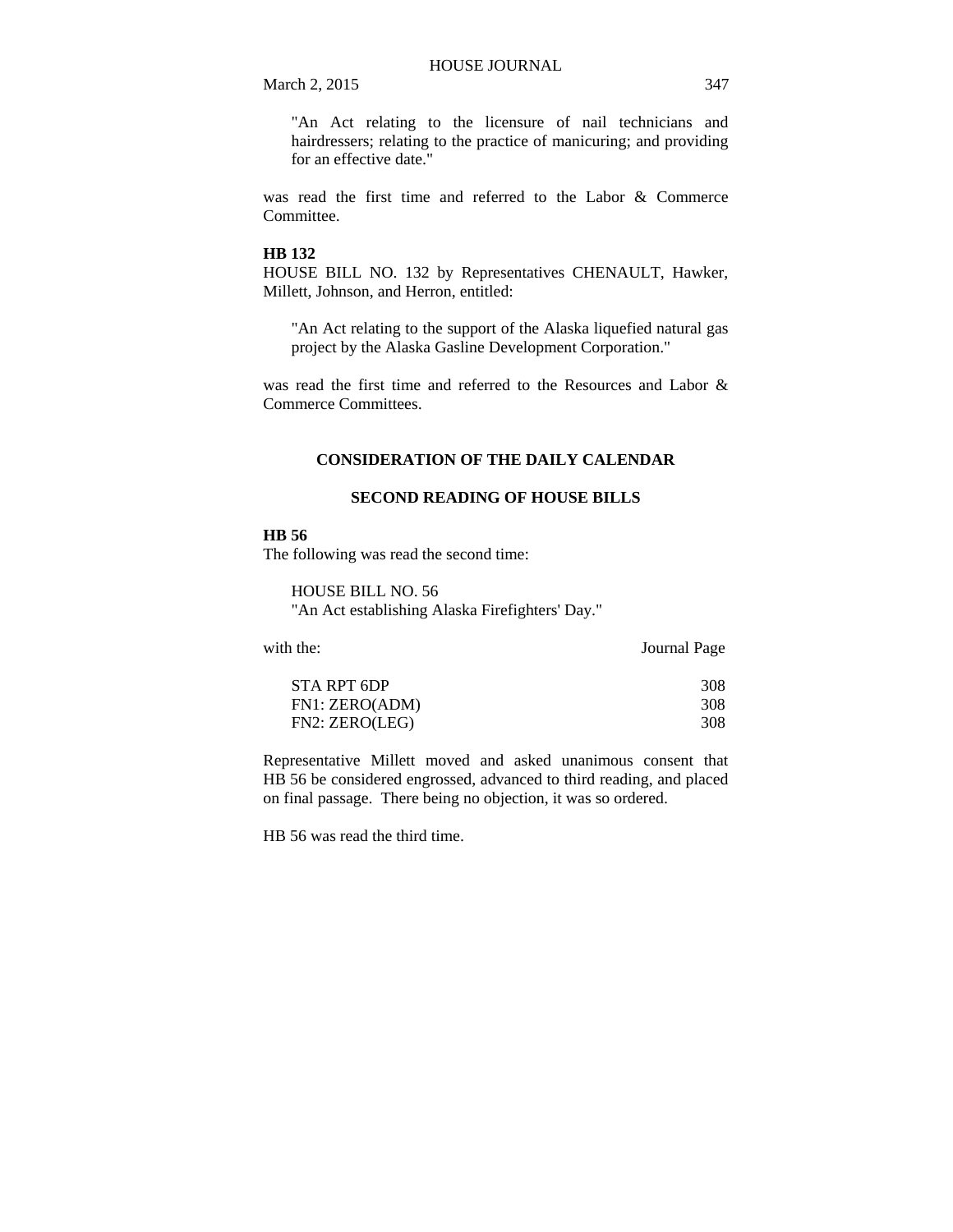"An Act relating to the licensure of nail technicians and hairdressers; relating to the practice of manicuring; and providing for an effective date."

was read the first time and referred to the Labor & Commerce Committee.

**HB 132**

HOUSE BILL NO. 132 by Representatives CHENAULT, Hawker, Millett, Johnson, and Herron, entitled:

"An Act relating to the support of the Alaska liquefied natural gas project by the Alaska Gasline Development Corporation."

was read the first time and referred to the Resources and Labor & Commerce Committees.

## CONSIDERATION OF THE DAILY CALENDAR

### SECOND READING OF HOUSE BILLS

**HB 56**

The following was read the second time:

HOUSE BILL NO. 56
"An Act establishing Alaska Firefighters' Day."

| with the: | Journal Page |
|---|---|
| STA RPT 6DP | 308 |
| FN1: ZERO(ADM) | 308 |
| FN2: ZERO(LEG) | 308 |

Representative Millett moved and asked unanimous consent that HB 56 be considered engrossed, advanced to third reading, and placed on final passage. There being no objection, it was so ordered.

HB 56 was read the third time.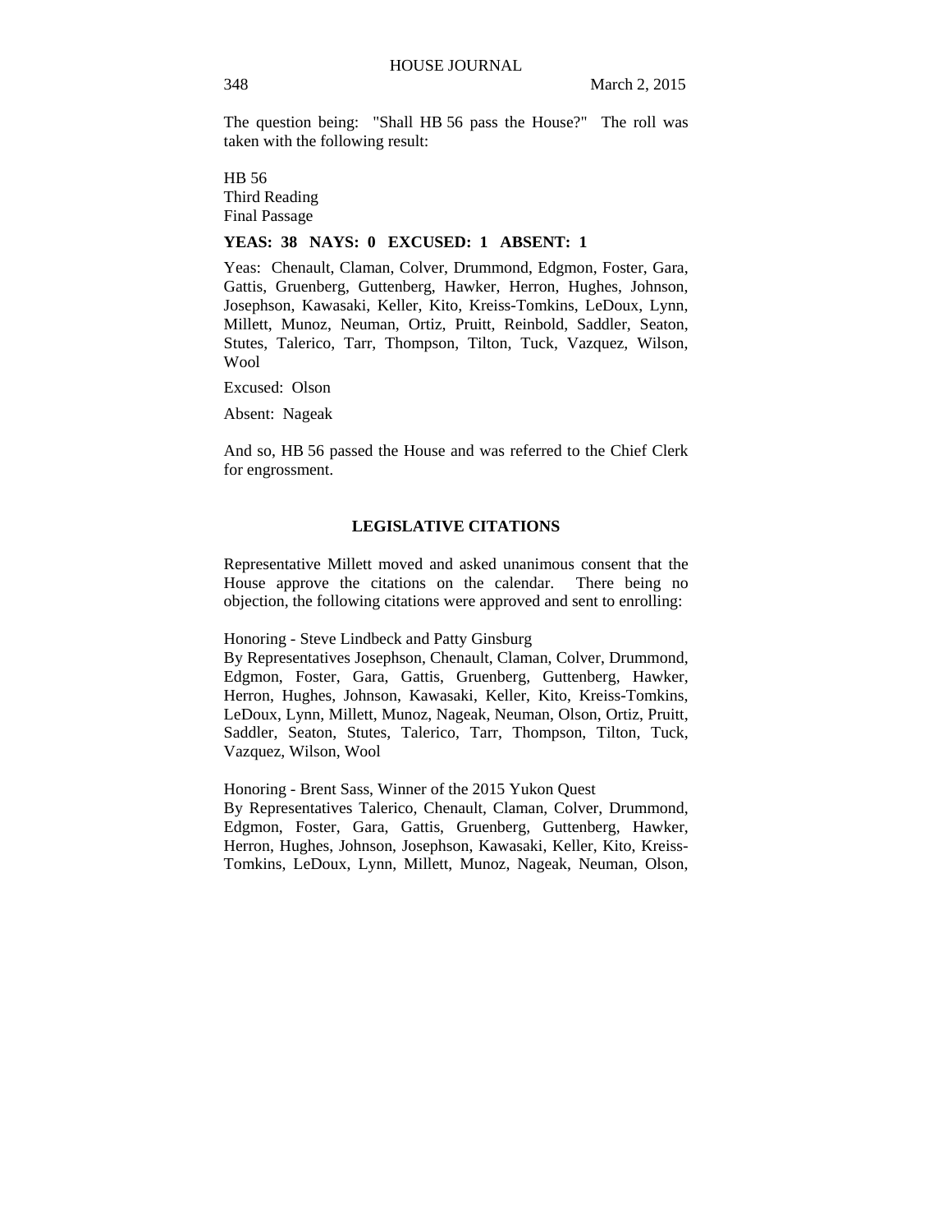The question being: "Shall HB 56 pass the House?" The roll was taken with the following result:

HB 56
Third Reading
Final Passage

**YEAS: 38 NAYS: 0 EXCUSED: 1 ABSENT: 1**

Yeas: Chenault, Claman, Colver, Drummond, Edgmon, Foster, Gara, Gattis, Gruenberg, Guttenberg, Hawker, Herron, Hughes, Johnson, Josephson, Kawasaki, Keller, Kito, Kreiss-Tomkins, LeDoux, Lynn, Millett, Munoz, Neuman, Ortiz, Pruitt, Reinbold, Saddler, Seaton, Stutes, Talerico, Tarr, Thompson, Tilton, Tuck, Vazquez, Wilson, Wool

Excused: Olson

Absent: Nageak

And so, HB 56 passed the House and was referred to the Chief Clerk for engrossment.

## LEGISLATIVE CITATIONS

Representative Millett moved and asked unanimous consent that the House approve the citations on the calendar. There being no objection, the following citations were approved and sent to enrolling:

Honoring - Steve Lindbeck and Patty Ginsburg
By Representatives Josephson, Chenault, Claman, Colver, Drummond, Edgmon, Foster, Gara, Gattis, Gruenberg, Guttenberg, Hawker, Herron, Hughes, Johnson, Kawasaki, Keller, Kito, Kreiss-Tomkins, LeDoux, Lynn, Millett, Munoz, Nageak, Neuman, Olson, Ortiz, Pruitt, Saddler, Seaton, Stutes, Talerico, Tarr, Thompson, Tilton, Tuck, Vazquez, Wilson, Wool

Honoring - Brent Sass, Winner of the 2015 Yukon Quest
By Representatives Talerico, Chenault, Claman, Colver, Drummond, Edgmon, Foster, Gara, Gattis, Gruenberg, Guttenberg, Hawker, Herron, Hughes, Johnson, Josephson, Kawasaki, Keller, Kito, Kreiss-Tomkins, LeDoux, Lynn, Millett, Munoz, Nageak, Neuman, Olson,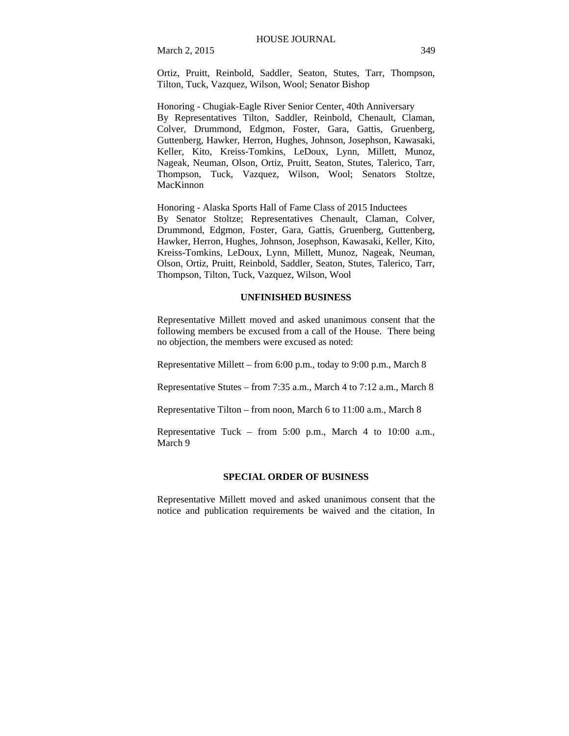Ortiz, Pruitt, Reinbold, Saddler, Seaton, Stutes, Tarr, Thompson, Tilton, Tuck, Vazquez, Wilson, Wool; Senator Bishop

Honoring - Chugiak-Eagle River Senior Center, 40th Anniversary
By Representatives Tilton, Saddler, Reinbold, Chenault, Claman, Colver, Drummond, Edgmon, Foster, Gara, Gattis, Gruenberg, Guttenberg, Hawker, Herron, Hughes, Johnson, Josephson, Kawasaki, Keller, Kito, Kreiss-Tomkins, LeDoux, Lynn, Millett, Munoz, Nageak, Neuman, Olson, Ortiz, Pruitt, Seaton, Stutes, Talerico, Tarr, Thompson, Tuck, Vazquez, Wilson, Wool; Senators Stoltze, MacKinnon

Honoring - Alaska Sports Hall of Fame Class of 2015 Inductees
By Senator Stoltze; Representatives Chenault, Claman, Colver, Drummond, Edgmon, Foster, Gara, Gattis, Gruenberg, Guttenberg, Hawker, Herron, Hughes, Johnson, Josephson, Kawasaki, Keller, Kito, Kreiss-Tomkins, LeDoux, Lynn, Millett, Munoz, Nageak, Neuman, Olson, Ortiz, Pruitt, Reinbold, Saddler, Seaton, Stutes, Talerico, Tarr, Thompson, Tilton, Tuck, Vazquez, Wilson, Wool

## UNFINISHED BUSINESS

Representative Millett moved and asked unanimous consent that the following members be excused from a call of the House. There being no objection, the members were excused as noted:

Representative Millett – from 6:00 p.m., today to 9:00 p.m., March 8

Representative Stutes – from 7:35 a.m., March 4 to 7:12 a.m., March 8

Representative Tilton – from noon, March 6 to 11:00 a.m., March 8

Representative Tuck – from 5:00 p.m., March 4 to 10:00 a.m., March 9

## SPECIAL ORDER OF BUSINESS

Representative Millett moved and asked unanimous consent that the notice and publication requirements be waived and the citation, In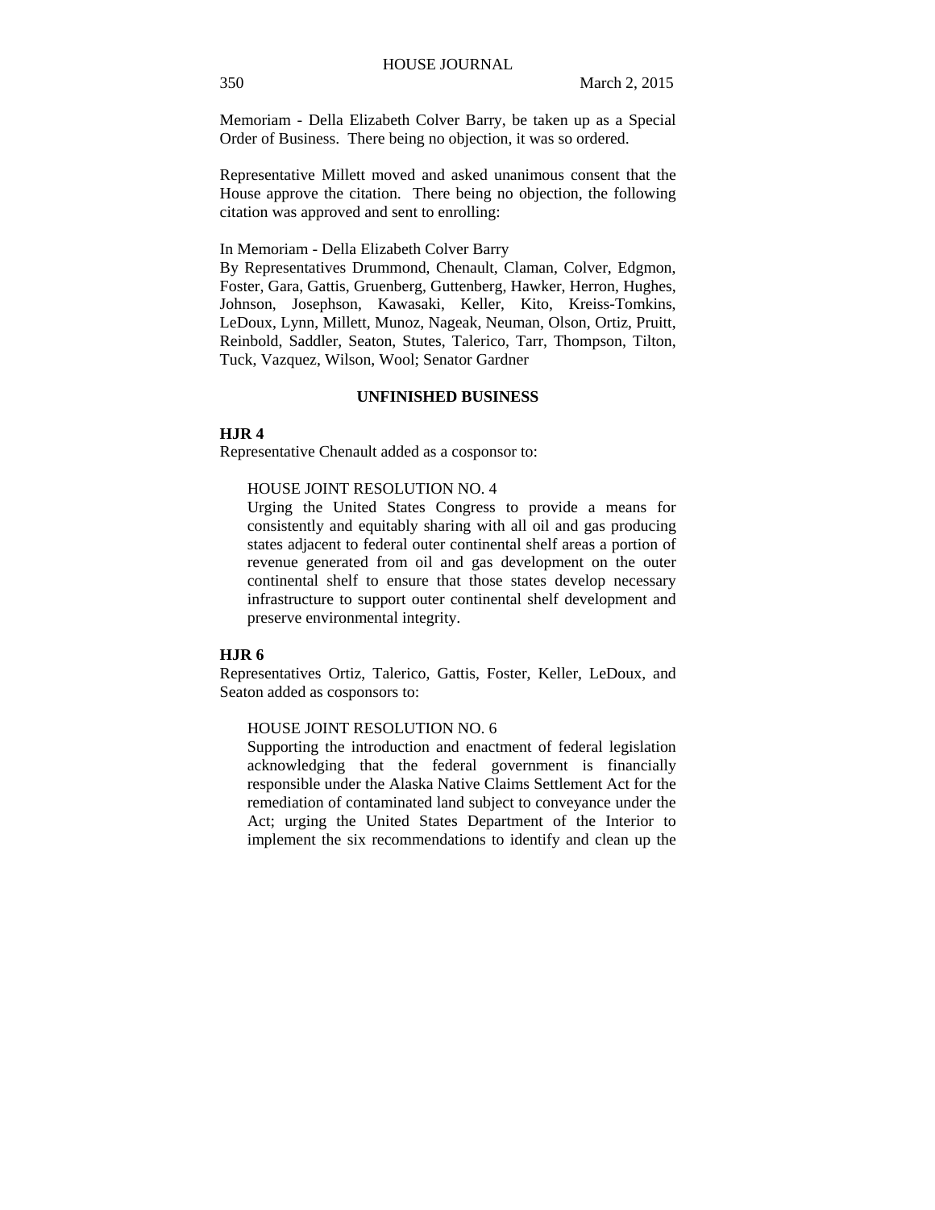Memoriam - Della Elizabeth Colver Barry, be taken up as a Special Order of Business. There being no objection, it was so ordered.

Representative Millett moved and asked unanimous consent that the House approve the citation. There being no objection, the following citation was approved and sent to enrolling:

In Memoriam - Della Elizabeth Colver Barry
By Representatives Drummond, Chenault, Claman, Colver, Edgmon, Foster, Gara, Gattis, Gruenberg, Guttenberg, Hawker, Herron, Hughes, Johnson, Josephson, Kawasaki, Keller, Kito, Kreiss-Tomkins, LeDoux, Lynn, Millett, Munoz, Nageak, Neuman, Olson, Ortiz, Pruitt, Reinbold, Saddler, Seaton, Stutes, Talerico, Tarr, Thompson, Tilton, Tuck, Vazquez, Wilson, Wool; Senator Gardner

## UNFINISHED BUSINESS

**HJR 4**

Representative Chenault added as a cosponsor to:

HOUSE JOINT RESOLUTION NO. 4
Urging the United States Congress to provide a means for consistently and equitably sharing with all oil and gas producing states adjacent to federal outer continental shelf areas a portion of revenue generated from oil and gas development on the outer continental shelf to ensure that those states develop necessary infrastructure to support outer continental shelf development and preserve environmental integrity.

**HJR 6**

Representatives Ortiz, Talerico, Gattis, Foster, Keller, LeDoux, and Seaton added as cosponsors to:

HOUSE JOINT RESOLUTION NO. 6
Supporting the introduction and enactment of federal legislation acknowledging that the federal government is financially responsible under the Alaska Native Claims Settlement Act for the remediation of contaminated land subject to conveyance under the Act; urging the United States Department of the Interior to implement the six recommendations to identify and clean up the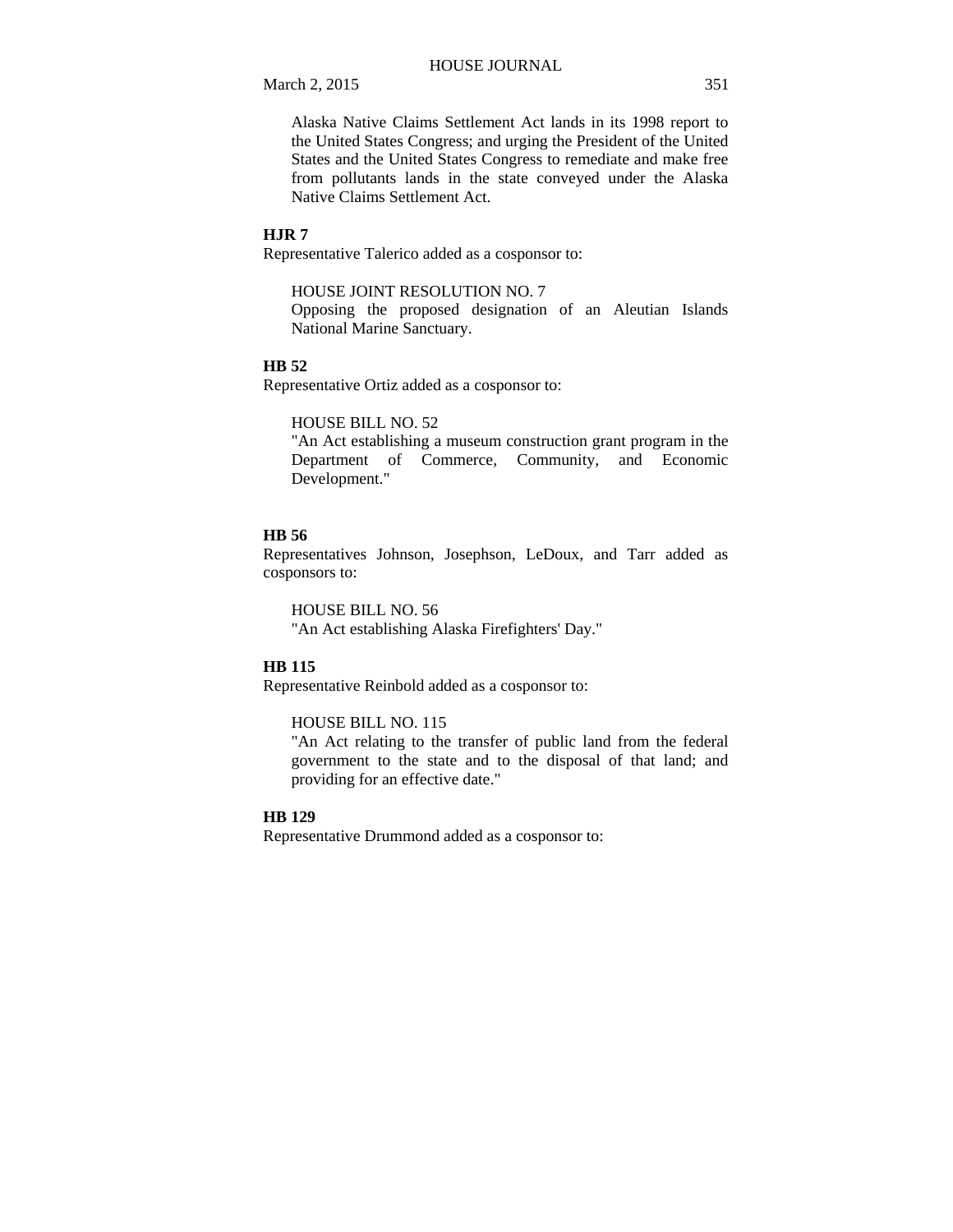Alaska Native Claims Settlement Act lands in its 1998 report to the United States Congress; and urging the President of the United States and the United States Congress to remediate and make free from pollutants lands in the state conveyed under the Alaska Native Claims Settlement Act.

**HJR 7**

Representative Talerico added as a cosponsor to:

HOUSE JOINT RESOLUTION NO. 7
Opposing the proposed designation of an Aleutian Islands National Marine Sanctuary.

**HB 52**

Representative Ortiz added as a cosponsor to:

HOUSE BILL NO. 52
"An Act establishing a museum construction grant program in the Department of Commerce, Community, and Economic Development."

**HB 56**

Representatives Johnson, Josephson, LeDoux, and Tarr added as cosponsors to:

HOUSE BILL NO. 56
"An Act establishing Alaska Firefighters' Day."

**HB 115**

Representative Reinbold added as a cosponsor to:

HOUSE BILL NO. 115
"An Act relating to the transfer of public land from the federal government to the state and to the disposal of that land; and providing for an effective date."

**HB 129**

Representative Drummond added as a cosponsor to: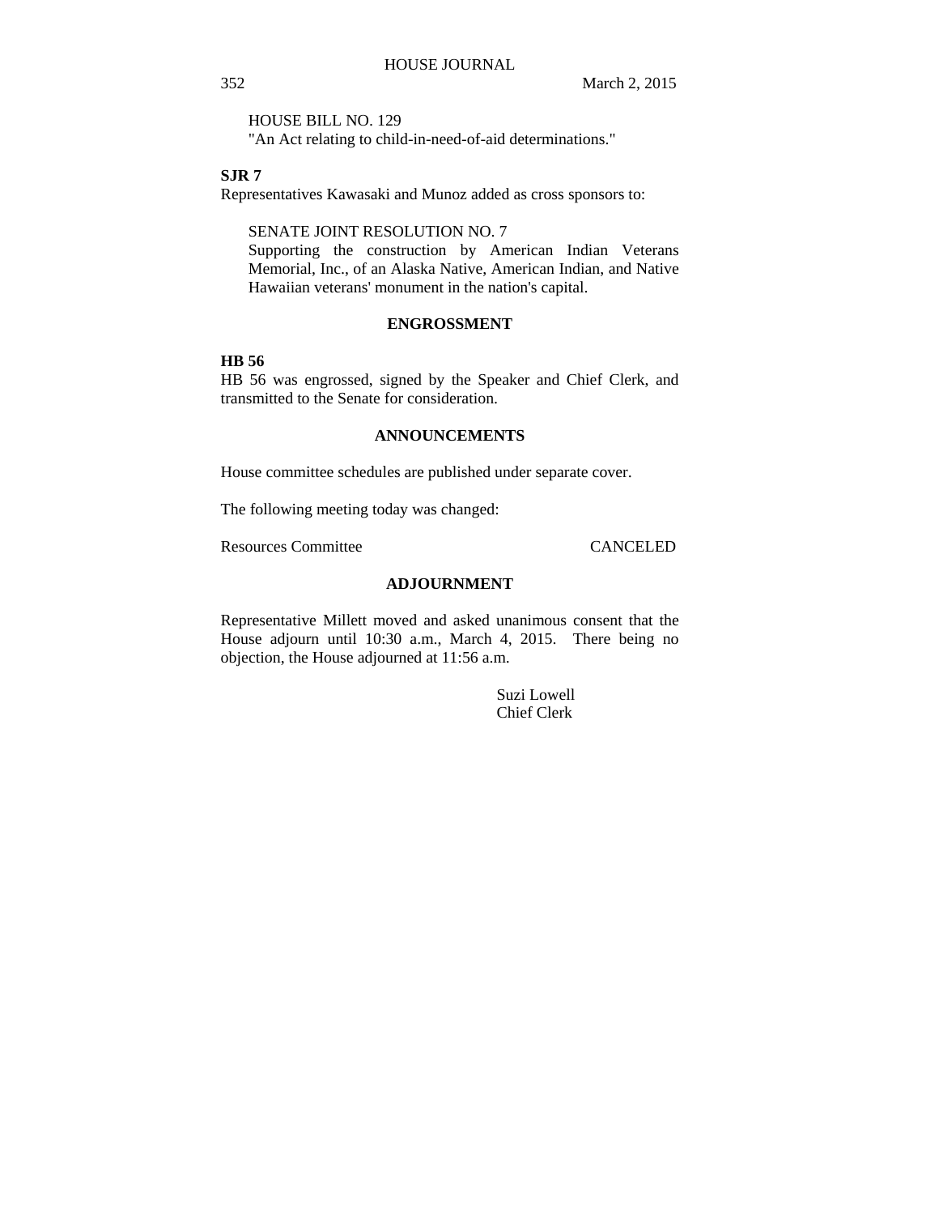HOUSE BILL NO. 129
"An Act relating to child-in-need-of-aid determinations."

**SJR 7**
Representatives Kawasaki and Munoz added as cross sponsors to:

SENATE JOINT RESOLUTION NO. 7
Supporting the construction by American Indian Veterans Memorial, Inc., of an Alaska Native, American Indian, and Native Hawaiian veterans' monument in the nation's capital.

## ENGROSSMENT

**HB 56**
HB 56 was engrossed, signed by the Speaker and Chief Clerk, and transmitted to the Senate for consideration.

## ANNOUNCEMENTS

House committee schedules are published under separate cover.

The following meeting today was changed:

Resources Committee CANCELED

## ADJOURNMENT

Representative Millett moved and asked unanimous consent that the House adjourn until 10:30 a.m., March 4, 2015. There being no objection, the House adjourned at 11:56 a.m.

Suzi Lowell
Chief Clerk